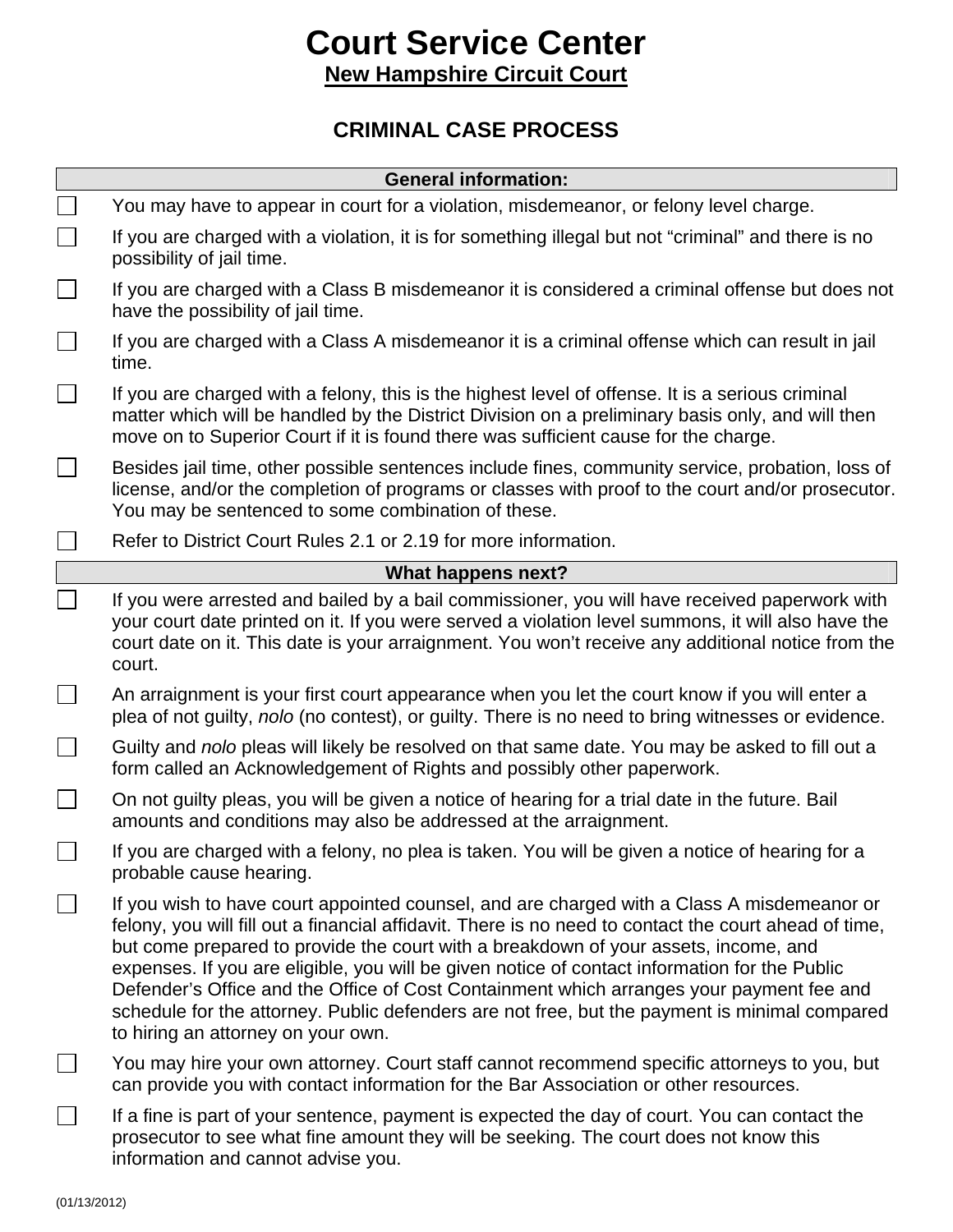# Court Service Center

**New Hampshire Circuit Court**

## CRIMINAL CASE PROCESS

### General information:

- [ ] You may have to appear in court for a violation, misdemeanor, or felony level charge.
- [ ] If you are charged with a violation, it is for something illegal but not "criminal" and there is no possibility of jail time.
- [ ] If you are charged with a Class B misdemeanor it is considered a criminal offense but does not have the possibility of jail time.
- [ ] If you are charged with a Class A misdemeanor it is a criminal offense which can result in jail time.
- [ ] If you are charged with a felony, this is the highest level of offense. It is a serious criminal matter which will be handled by the District Division on a preliminary basis only, and will then move on to Superior Court if it is found there was sufficient cause for the charge.
- [ ] Besides jail time, other possible sentences include fines, community service, probation, loss of license, and/or the completion of programs or classes with proof to the court and/or prosecutor. You may be sentenced to some combination of these.
- [ ] Refer to District Court Rules 2.1 or 2.19 for more information.

### What happens next?

- [ ] If you were arrested and bailed by a bail commissioner, you will have received paperwork with your court date printed on it. If you were served a violation level summons, it will also have the court date on it. This date is your arraignment. You won't receive any additional notice from the court.
- [ ] An arraignment is your first court appearance when you let the court know if you will enter a plea of not guilty, *nolo* (no contest), or guilty. There is no need to bring witnesses or evidence.
- [ ] Guilty and *nolo* pleas will likely be resolved on that same date. You may be asked to fill out a form called an Acknowledgement of Rights and possibly other paperwork.
- [ ] On not guilty pleas, you will be given a notice of hearing for a trial date in the future. Bail amounts and conditions may also be addressed at the arraignment.
- [ ] If you are charged with a felony, no plea is taken. You will be given a notice of hearing for a probable cause hearing.
- [ ] If you wish to have court appointed counsel, and are charged with a Class A misdemeanor or felony, you will fill out a financial affidavit. There is no need to contact the court ahead of time, but come prepared to provide the court with a breakdown of your assets, income, and expenses. If you are eligible, you will be given notice of contact information for the Public Defender's Office and the Office of Cost Containment which arranges your payment fee and schedule for the attorney. Public defenders are not free, but the payment is minimal compared to hiring an attorney on your own.
- [ ] You may hire your own attorney. Court staff cannot recommend specific attorneys to you, but can provide you with contact information for the Bar Association or other resources.
- [ ] If a fine is part of your sentence, payment is expected the day of court. You can contact the prosecutor to see what fine amount they will be seeking. The court does not know this information and cannot advise you.

(01/13/2012)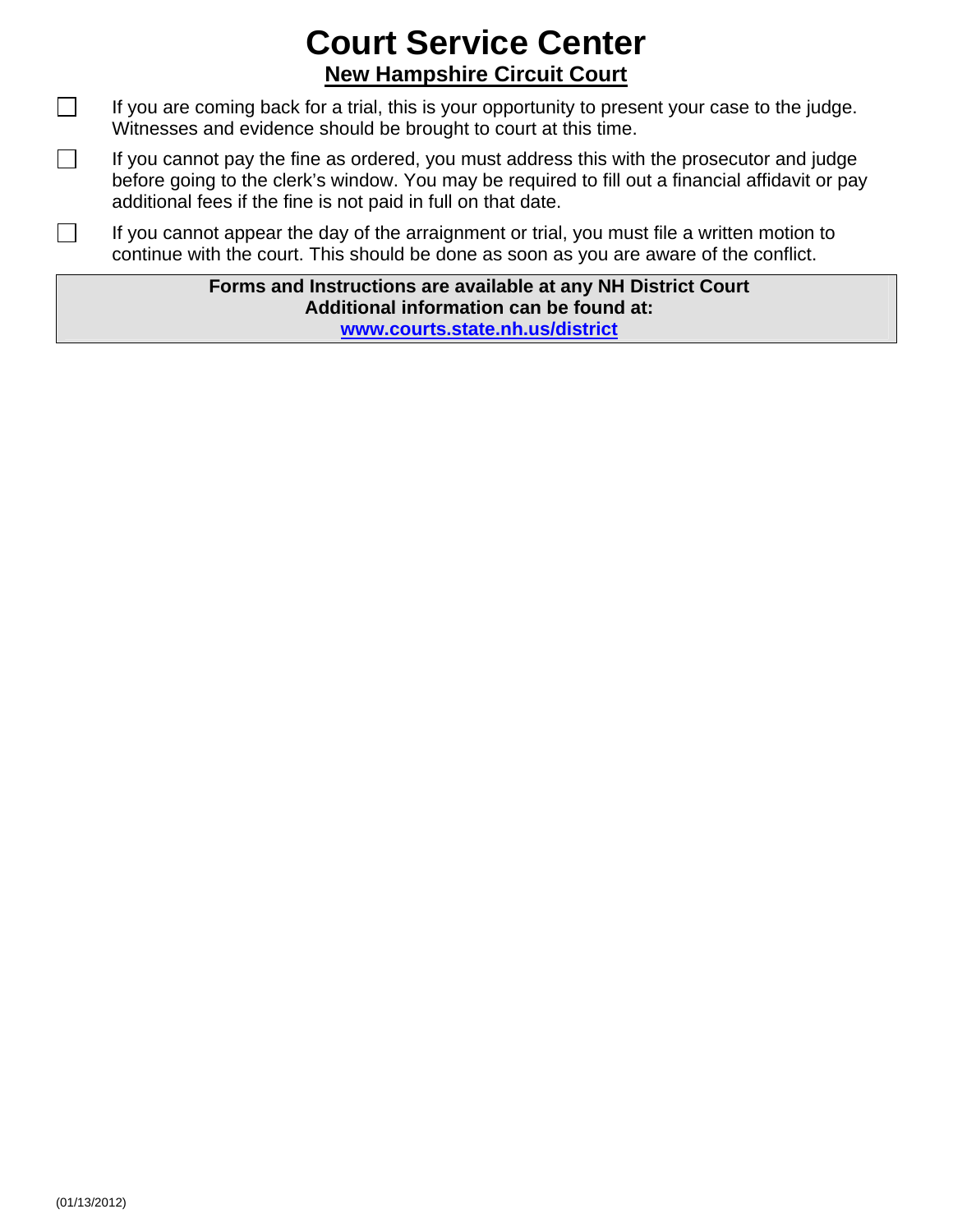# Court Service Center

**New Hampshire Circuit Court**

- ☐ If you are coming back for a trial, this is your opportunity to present your case to the judge. Witnesses and evidence should be brought to court at this time.
- ☐ If you cannot pay the fine as ordered, you must address this with the prosecutor and judge before going to the clerk's window. You may be required to fill out a financial affidavit or pay additional fees if the fine is not paid in full on that date.
- ☐ If you cannot appear the day of the arraignment or trial, you must file a written motion to continue with the court. This should be done as soon as you are aware of the conflict.

**Forms and Instructions are available at any NH District Court**
**Additional information can be found at:**
**www.courts.state.nh.us/district**

(01/13/2012)